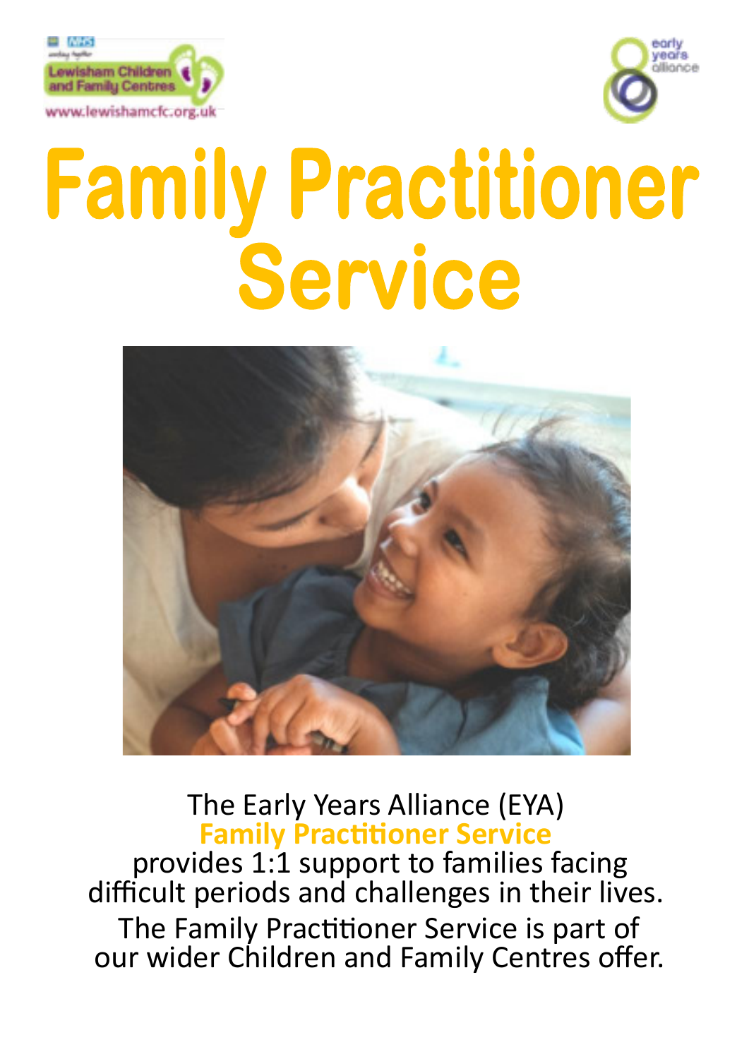Lewisham Children and Family Centres

www.lewishamcfc.org.uk

early years alliance

# Family Practitioner Service

The Early Years Alliance (EYA) **Family Practitioner Service** provides 1:1 support to families facing difficult periods and challenges in their lives.

The Family Practitioner Service is part of our wider Children and Family Centres offer.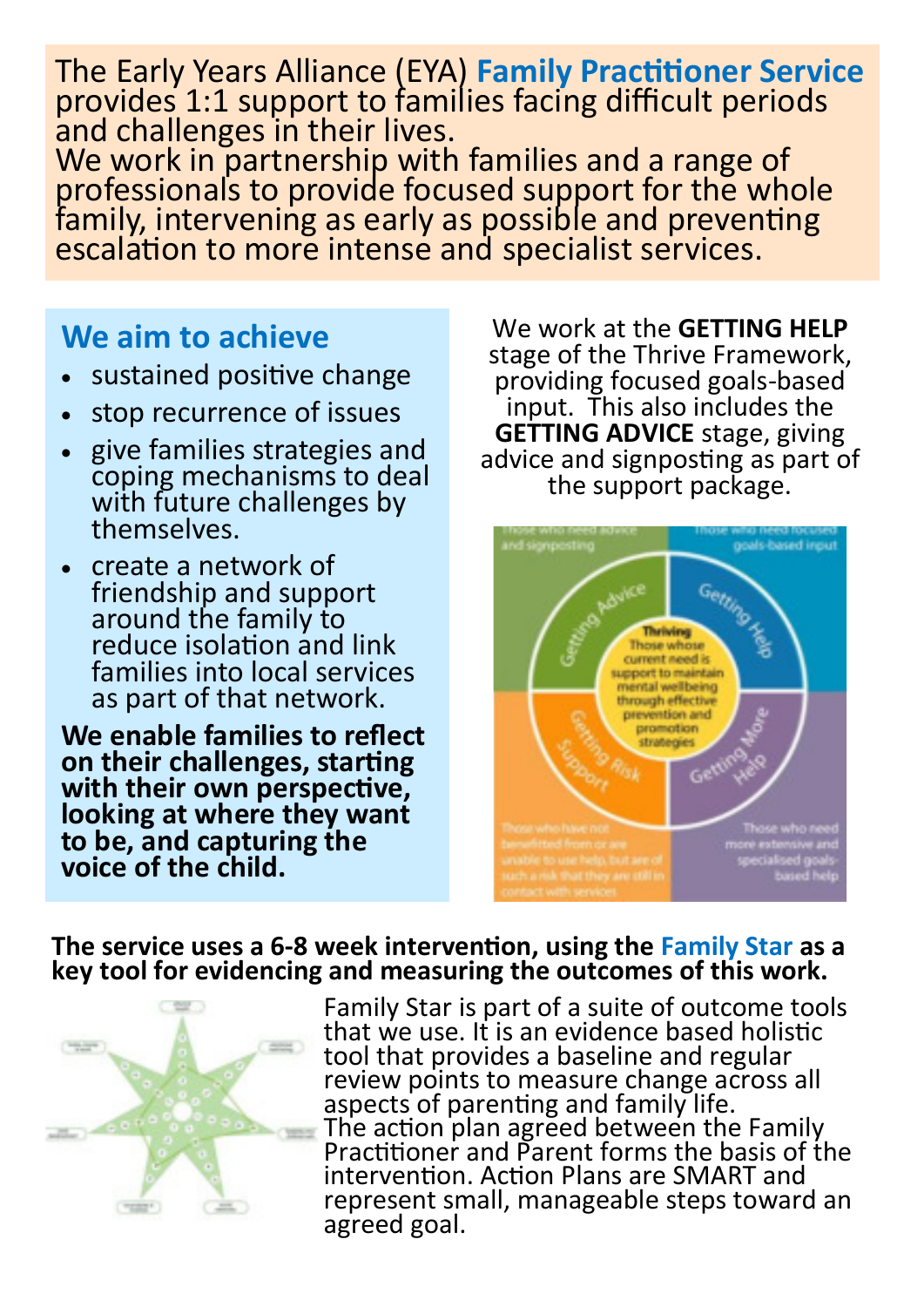The Early Years Alliance (EYA) **Family Practitioner Service** provides 1:1 support to families facing difficult periods and challenges in their lives.
We work in partnership with families and a range of professionals to provide focused support for the whole family, intervening as early as possible and preventing escalation to more intense and specialist services.

## We aim to achieve

- sustained positive change
- stop recurrence of issues
- give families strategies and coping mechanisms to deal with future challenges by themselves.
- create a network of friendship and support around the family to reduce isolation and link families into local services as part of that network.

**We enable families to reflect on their challenges, starting with their own perspective, looking at where they want to be, and capturing the voice of the child.**

We work at the **GETTING HELP** stage of the Thrive Framework, providing focused goals-based input. This also includes the **GETTING ADVICE** stage, giving advice and signposting as part of the support package.

Those who need advice and signposting — Getting Advice

Those who need focused goals-based input — Getting Help

Thriving — Those whose current need is support to maintain mental wellbeing through effective prevention and promotion strategies

Getting Risk Support — Those who have not benefitted from or are unable to use help, but are of such a risk that they are still in contact with services

Getting More Help — Those who need more extensive and specialised goals-based help

**The service uses a 6-8 week intervention, using the Family Star as a key tool for evidencing and measuring the outcomes of this work.**

Family Star is part of a suite of outcome tools that we use. It is an evidence based holistic tool that provides a baseline and regular review points to measure change across all aspects of parenting and family life.
The action plan agreed between the Family Practitioner and Parent forms the basis of the intervention. Action Plans are SMART and represent small, manageable steps toward an agreed goal.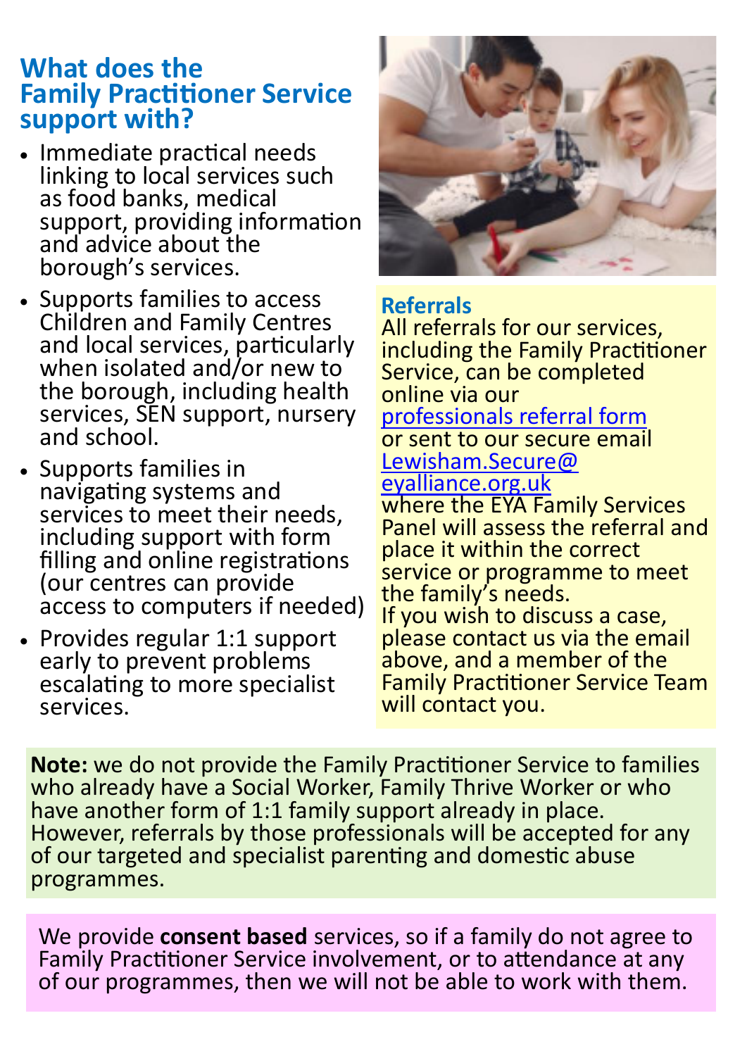## What does the Family Practitioner Service support with?

- Immediate practical needs linking to local services such as food banks, medical support, providing information and advice about the borough's services.
- Supports families to access Children and Family Centres and local services, particularly when isolated and/or new to the borough, including health services, SEN support, nursery and school.
- Supports families in navigating systems and services to meet their needs, including support with form filling and online registrations (our centres can provide access to computers if needed)
- Provides regular 1:1 support early to prevent problems escalating to more specialist services.

### Referrals

All referrals for our services, including the Family Practitioner Service, can be completed online via our professionals referral form or sent to our secure email Lewisham.Secure@eyalliance.org.uk where the EYA Family Services Panel will assess the referral and place it within the correct service or programme to meet the family's needs.
If you wish to discuss a case, please contact us via the email above, and a member of the Family Practitioner Service Team will contact you.

**Note:** we do not provide the Family Practitioner Service to families who already have a Social Worker, Family Thrive Worker or who have another form of 1:1 family support already in place. However, referrals by those professionals will be accepted for any of our targeted and specialist parenting and domestic abuse programmes.

We provide **consent based** services, so if a family do not agree to Family Practitioner Service involvement, or to attendance at any of our programmes, then we will not be able to work with them.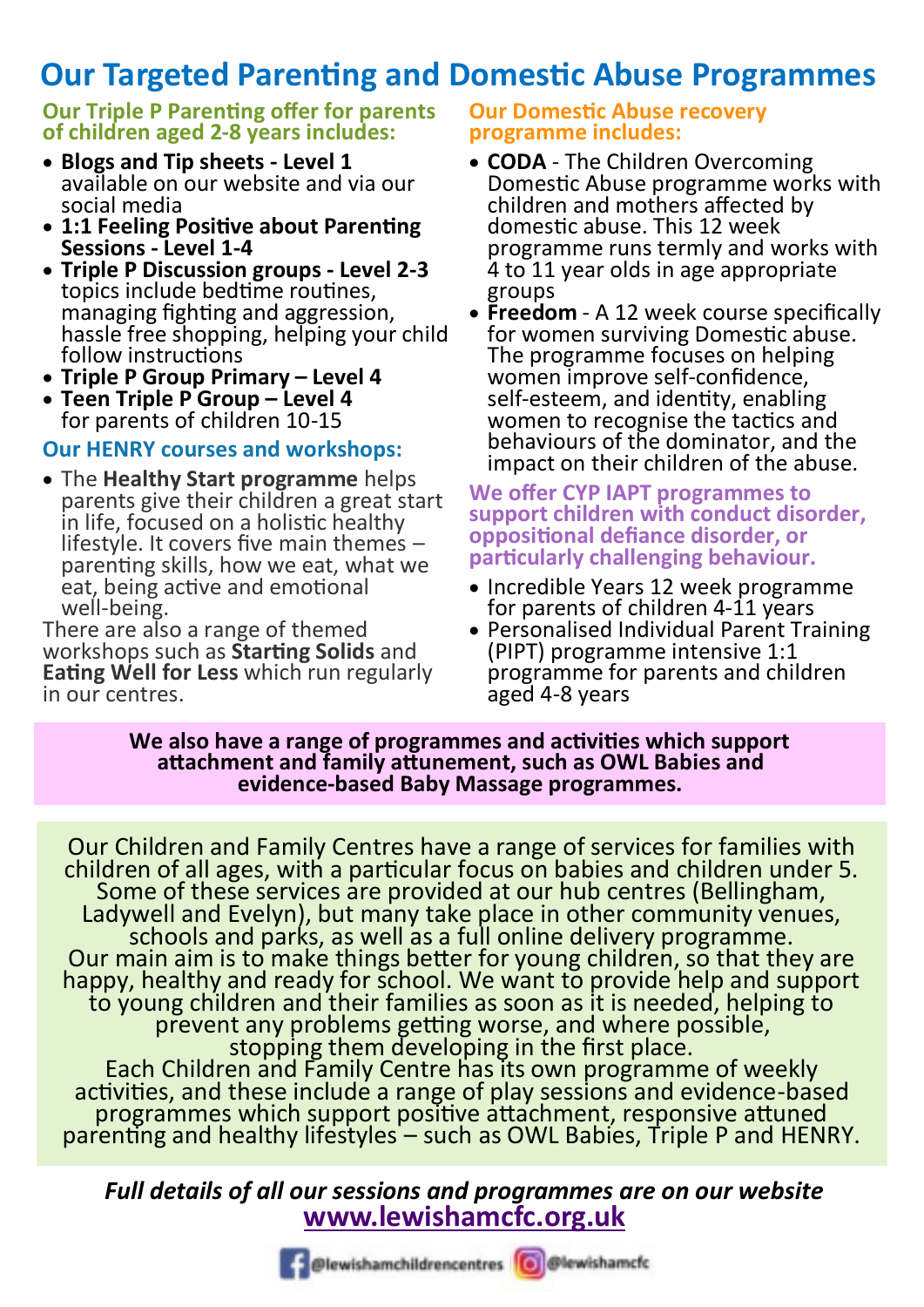# Our Targeted Parenting and Domestic Abuse Programmes

### Our Triple P Parenting offer for parents of children aged 2-8 years includes:

- **Blogs and Tip sheets - Level 1** available on our website and via our social media
- **1:1 Feeling Positive about Parenting Sessions - Level 1-4**
- **Triple P Discussion groups - Level 2-3** topics include bedtime routines, managing fighting and aggression, hassle free shopping, helping your child follow instructions
- **Triple P Group Primary – Level 4**
- **Teen Triple P Group – Level 4** for parents of children 10-15

### Our HENRY courses and workshops:

- The **Healthy Start programme** helps parents give their children a great start in life, focused on a holistic healthy lifestyle. It covers five main themes – parenting skills, how we eat, what we eat, being active and emotional well-being.

There are also a range of themed workshops such as **Starting Solids** and **Eating Well for Less** which run regularly in our centres.

### Our Domestic Abuse recovery programme includes:

- **CODA** - The Children Overcoming Domestic Abuse programme works with children and mothers affected by domestic abuse. This 12 week programme runs termly and works with 4 to 11 year olds in age appropriate groups
- **Freedom** - A 12 week course specifically for women surviving Domestic abuse. The programme focuses on helping women improve self-confidence, self-esteem, and identity, enabling women to recognise the tactics and behaviours of the dominator, and the impact on their children of the abuse.

### We offer CYP IAPT programmes to support children with conduct disorder, oppositional defiance disorder, or particularly challenging behaviour.

- Incredible Years 12 week programme for parents of children 4-11 years
- Personalised Individual Parent Training (PIPT) programme intensive 1:1 programme for parents and children aged 4-8 years

**We also have a range of programmes and activities which support attachment and family attunement, such as OWL Babies and evidence-based Baby Massage programmes.**

Our Children and Family Centres have a range of services for families with children of all ages, with a particular focus on babies and children under 5. Some of these services are provided at our hub centres (Bellingham, Ladywell and Evelyn), but many take place in other community venues, schools and parks, as well as a full online delivery programme.
Our main aim is to make things better for young children, so that they are happy, healthy and ready for school. We want to provide help and support to young children and their families as soon as it is needed, helping to prevent any problems getting worse, and where possible, stopping them developing in the first place.
Each Children and Family Centre has its own programme of weekly activities, and these include a range of play sessions and evidence-based programmes which support positive attachment, responsive attuned parenting and healthy lifestyles – such as OWL Babies, Triple P and HENRY.

***Full details of all our sessions and programmes are on our website***
**www.lewishamcfc.org.uk**

@lewishamchildrencentres @lewishamcfc